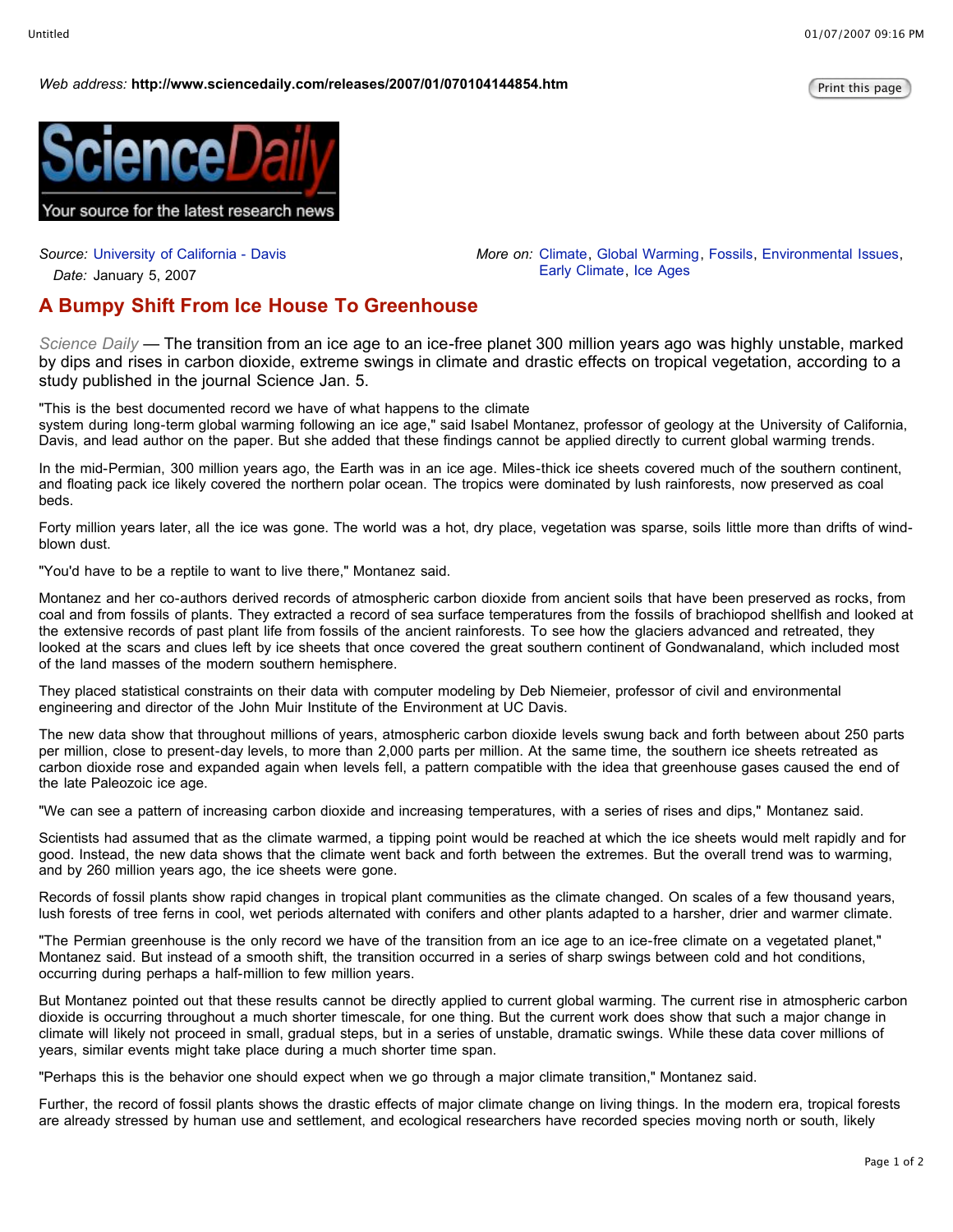Web address: **http://www.sciencedaily.com/releases/2007/01/070104144854.htm**

Source: University of California - Davis

Date: January 5, 2007

More on: Climate, Global Warming, Fossils, Environmental Issues, Early Climate, Ice Ages

# A Bumpy Shift From Ice House To Greenhouse

*Science Daily* — The transition from an ice age to an ice-free planet 300 million years ago was highly unstable, marked by dips and rises in carbon dioxide, extreme swings in climate and drastic effects on tropical vegetation, according to a study published in the journal Science Jan. 5.

"This is the best documented record we have of what happens to the climate system during long-term global warming following an ice age," said Isabel Montanez, professor of geology at the University of California, Davis, and lead author on the paper. But she added that these findings cannot be applied directly to current global warming trends.

In the mid-Permian, 300 million years ago, the Earth was in an ice age. Miles-thick ice sheets covered much of the southern continent, and floating pack ice likely covered the northern polar ocean. The tropics were dominated by lush rainforests, now preserved as coal beds.

Forty million years later, all the ice was gone. The world was a hot, dry place, vegetation was sparse, soils little more than drifts of wind-blown dust.

"You'd have to be a reptile to want to live there," Montanez said.

Montanez and her co-authors derived records of atmospheric carbon dioxide from ancient soils that have been preserved as rocks, from coal and from fossils of plants. They extracted a record of sea surface temperatures from the fossils of brachiopod shellfish and looked at the extensive records of past plant life from fossils of the ancient rainforests. To see how the glaciers advanced and retreated, they looked at the scars and clues left by ice sheets that once covered the great southern continent of Gondwanaland, which included most of the land masses of the modern southern hemisphere.

They placed statistical constraints on their data with computer modeling by Deb Niemeier, professor of civil and environmental engineering and director of the John Muir Institute of the Environment at UC Davis.

The new data show that throughout millions of years, atmospheric carbon dioxide levels swung back and forth between about 250 parts per million, close to present-day levels, to more than 2,000 parts per million. At the same time, the southern ice sheets retreated as carbon dioxide rose and expanded again when levels fell, a pattern compatible with the idea that greenhouse gases caused the end of the late Paleozoic ice age.

"We can see a pattern of increasing carbon dioxide and increasing temperatures, with a series of rises and dips," Montanez said.

Scientists had assumed that as the climate warmed, a tipping point would be reached at which the ice sheets would melt rapidly and for good. Instead, the new data shows that the climate went back and forth between the extremes. But the overall trend was to warming, and by 260 million years ago, the ice sheets were gone.

Records of fossil plants show rapid changes in tropical plant communities as the climate changed. On scales of a few thousand years, lush forests of tree ferns in cool, wet periods alternated with conifers and other plants adapted to a harsher, drier and warmer climate.

"The Permian greenhouse is the only record we have of the transition from an ice age to an ice-free climate on a vegetated planet," Montanez said. But instead of a smooth shift, the transition occurred in a series of sharp swings between cold and hot conditions, occurring during perhaps a half-million to few million years.

But Montanez pointed out that these results cannot be directly applied to current global warming. The current rise in atmospheric carbon dioxide is occurring throughout a much shorter timescale, for one thing. But the current work does show that such a major change in climate will likely not proceed in small, gradual steps, but in a series of unstable, dramatic swings. While these data cover millions of years, similar events might take place during a much shorter time span.

"Perhaps this is the behavior one should expect when we go through a major climate transition," Montanez said.

Further, the record of fossil plants shows the drastic effects of major climate change on living things. In the modern era, tropical forests are already stressed by human use and settlement, and ecological researchers have recorded species moving north or south, likely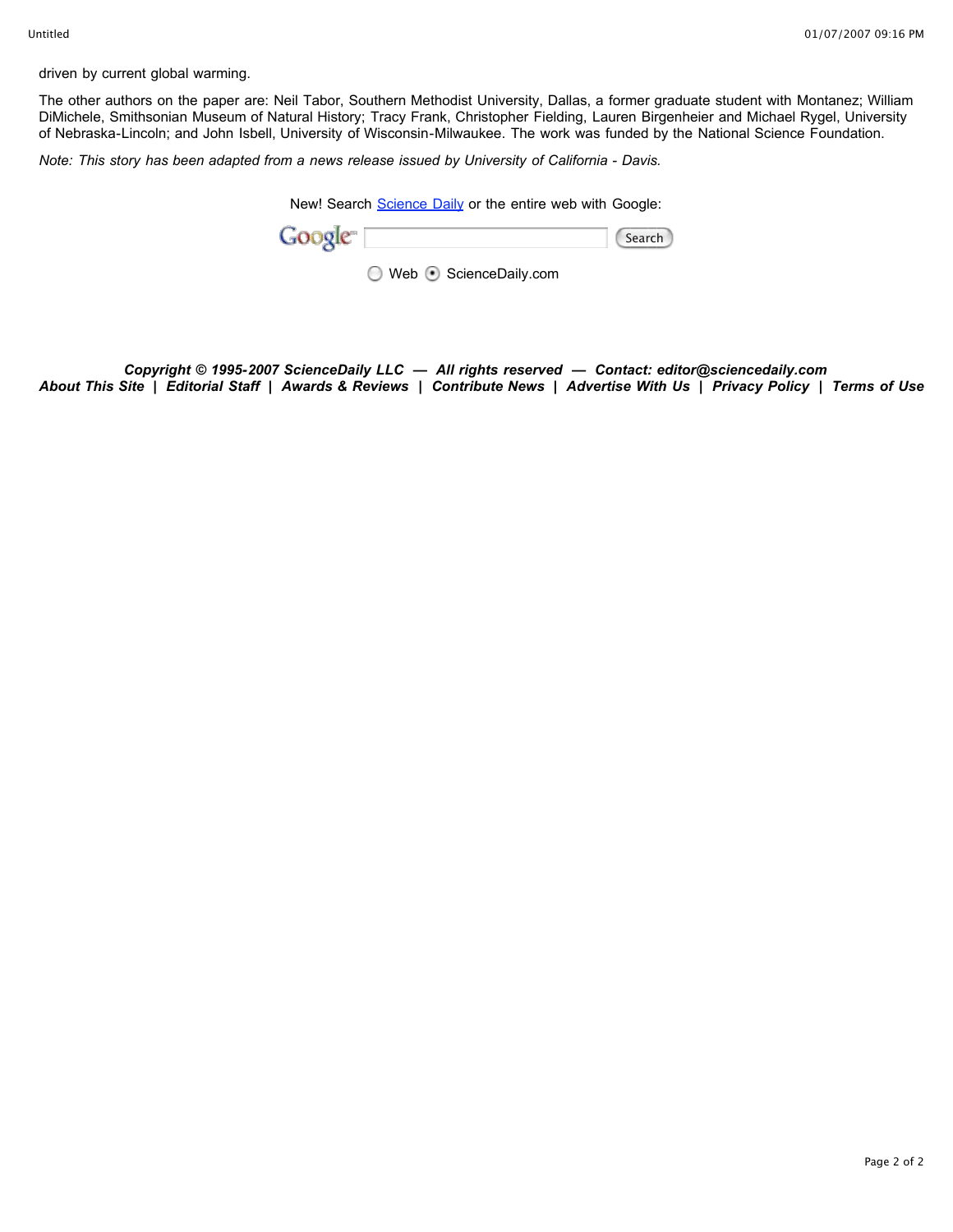driven by current global warming.

The other authors on the paper are: Neil Tabor, Southern Methodist University, Dallas, a former graduate student with Montanez; William DiMichele, Smithsonian Museum of Natural History; Tracy Frank, Christopher Fielding, Lauren Birgenheier and Michael Rygel, University of Nebraska-Lincoln; and John Isbell, University of Wisconsin-Milwaukee. The work was funded by the National Science Foundation.

*Note: This story has been adapted from a news release issued by University of California - Davis.*

New! Search Science Daily or the entire web with Google:

Google [ ] Search

Web ScienceDaily.com

***Copyright © 1995-2007 ScienceDaily LLC — All rights reserved — Contact: editor@sciencedaily.com***
***About This Site | Editorial Staff | Awards & Reviews | Contribute News | Advertise With Us | Privacy Policy | Terms of Use***